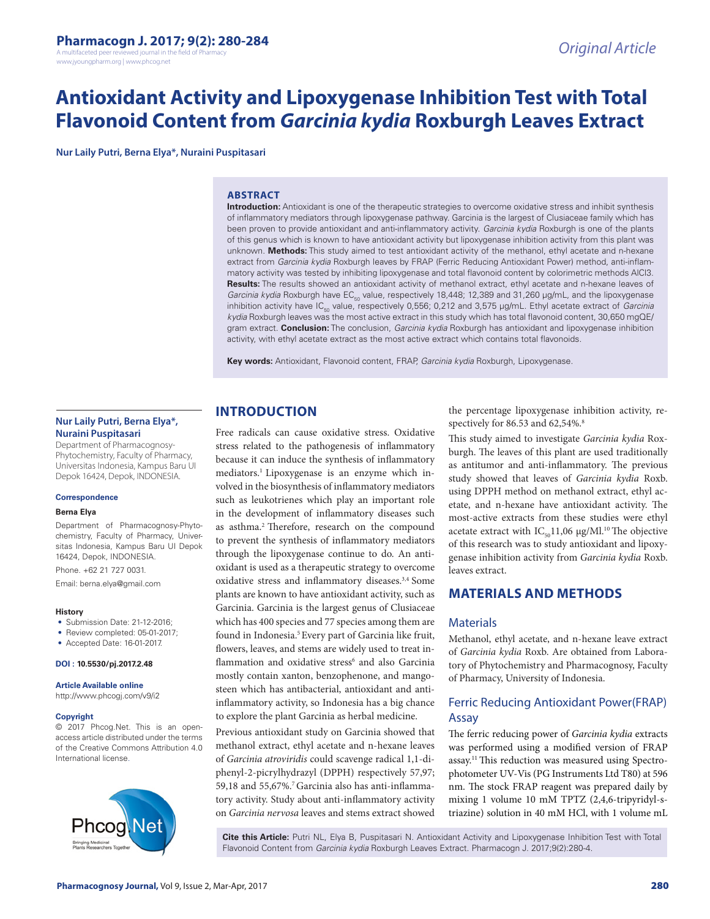Original Article

# Antioxidant Activity and Lipoxygenase Inhibition Test with Total Flavonoid Content from *Garcinia kydia* Roxburgh Leaves Extract

**Nur Laily Putri, Berna Elya*, Nuraini Puspitasari**

## ABSTRACT

**Introduction:** Antioxidant is one of the therapeutic strategies to overcome oxidative stress and inhibit synthesis of inflammatory mediators through lipoxygenase pathway. Garcinia is the largest of Clusiaceae family which has been proven to provide antioxidant and anti-inflammatory activity. *Garcinia kydia* Roxburgh is one of the plants of this genus which is known to have antioxidant activity but lipoxygenase inhibition activity from this plant was unknown. **Methods:** This study aimed to test antioxidant activity of the methanol, ethyl acetate and n-hexane extract from *Garcinia kydia* Roxburgh leaves by FRAP (Ferric Reducing Antioxidant Power) method, anti-inflammatory activity was tested by inhibiting lipoxygenase and total flavonoid content by colorimetric methods AlCl3. **Results:** The results showed an antioxidant activity of methanol extract, ethyl acetate and n-hexane leaves of *Garcinia kydia* Roxburgh have $EC_{50}$ value, respectively 18,448; 12,389 and 31,260 µg/mL, and the lipoxygenase inhibition activity have $IC_{50}$ value, respectively 0,556; 0,212 and 3,575 µg/mL. Ethyl acetate extract of *Garcinia kydia* Roxburgh leaves was the most active extract in this study which has total flavonoid content, 30,650 mgQE/gram extract. **Conclusion:** The conclusion, *Garcinia kydia* Roxburgh has antioxidant and lipoxygenase inhibition activity, with ethyl acetate extract as the most active extract which contains total flavonoids.

**Key words:** Antioxidant, Flavonoid content, FRAP, *Garcinia kydia* Roxburgh, Lipoxygenase.

**Nur Laily Putri, Berna Elya*, Nuraini Puspitasari**

Department of Pharmacognosy-Phytochemistry, Faculty of Pharmacy, Universitas Indonesia, Kampus Baru UI Depok 16424, Depok, INDONESIA.

**Correspondence**

**Berna Elya**

Department of Pharmacognosy-Phytochemistry, Faculty of Pharmacy, Universitas Indonesia, Kampus Baru UI Depok 16424, Depok, INDONESIA.

Phone. +62 21 727 0031.

Email: berna.elya@gmail.com

**History**

- Submission Date: 21-12-2016;
- Review completed: 05-01-2017;
- Accepted Date: 16-01-2017.

**DOI : 10.5530/pj.2017.2.48**

**Article Available online**

http://www.phcogj.com/v9/i2

**Copyright**

© 2017 Phcog.Net. This is an open-access article distributed under the terms of the Creative Commons Attribution 4.0 International license.

## INTRODUCTION

Free radicals can cause oxidative stress. Oxidative stress related to the pathogenesis of inflammatory because it can induce the synthesis of inflammatory mediators.[1] Lipoxygenase is an enzyme which involved in the biosynthesis of inflammatory mediators such as leukotrienes which play an important role in the development of inflammatory diseases such as asthma.[2] Therefore, research on the compound to prevent the synthesis of inflammatory mediators through the lipoxygenase continue to do. An antioxidant is used as a therapeutic strategy to overcome oxidative stress and inflammatory diseases.[3,4] Some plants are known to have antioxidant activity, such as Garcinia. Garcinia is the largest genus of Clusiaceae which has 400 species and 77 species among them are found in Indonesia.[5] Every part of Garcinia like fruit, flowers, leaves, and stems are widely used to treat inflammation and oxidative stress[6] and also Garcinia mostly contain xanton, benzophenone, and mangosteen which has antibacterial, antioxidant and anti-inflammatory activity, so Indonesia has a big chance to explore the plant Garcinia as herbal medicine.

Previous antioxidant study on Garcinia showed that methanol extract, ethyl acetate and n-hexane leaves of *Garcinia atroviridis* could scavenge radical 1,1-diphenyl-2-picrylhydrazyl (DPPH) respectively 57,97; 59,18 and 55,67%.[7] Garcinia also has anti-inflammatory activity. Study about anti-inflammatory activity on *Garcinia nervosa* leaves and stems extract showed the percentage lipoxygenase inhibition activity, respectively for 86.53 and 62,54%.[8]

This study aimed to investigate *Garcinia kydia* Roxburgh. The leaves of this plant are used traditionally as antitumor and anti-inflammatory. The previous study showed that leaves of *Garcinia kydia* Roxb. using DPPH method on methanol extract, ethyl acetate, and n-hexane have antioxidant activity. The most-active extracts from these studies were ethyl acetate extract with $IC_{50}$11,06 µg/Ml.[10] The objective of this research was to study antioxidant and lipoxygenase inhibition activity from *Garcinia kydia* Roxb. leaves extract.

## MATERIALS AND METHODS

### Materials

Methanol, ethyl acetate, and n-hexane leave extract of *Garcinia kydia* Roxb. Are obtained from Laboratory of Phytochemistry and Pharmacognosy, Faculty of Pharmacy, University of Indonesia.

### Ferric Reducing Antioxidant Power(FRAP) Assay

The ferric reducing power of *Garcinia kydia* extracts was performed using a modified version of FRAP assay.[11] This reduction was measured using Spectrophotometer UV-Vis (PG Instruments Ltd T80) at 596 nm. The stock FRAP reagent was prepared daily by mixing 1 volume 10 mM TPTZ (2,4,6-tripyridyl-s-triazine) solution in 40 mM HCl, with 1 volume mL

**Cite this Article:** Putri NL, Elya B, Puspitasari N. Antioxidant Activity and Lipoxygenase Inhibition Test with Total Flavonoid Content from *Garcinia kydia* Roxburgh Leaves Extract. Pharmacogn J. 2017;9(2):280-4.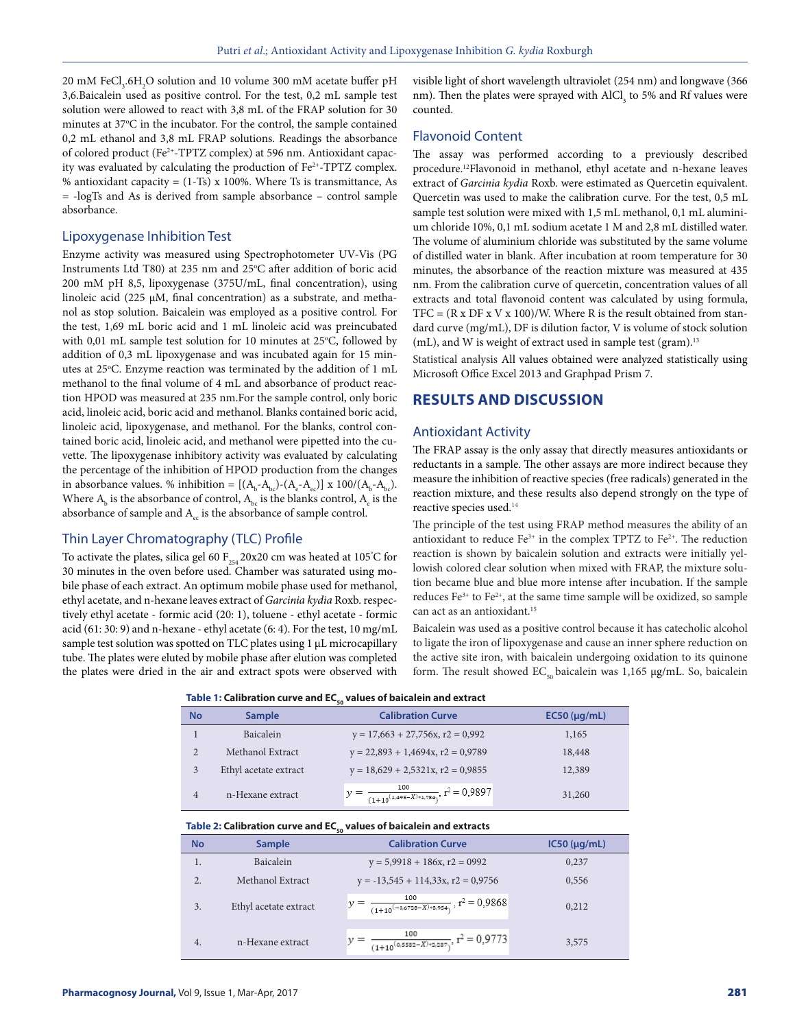20 mM $FeCl_3.6H_2O$ solution and 10 volume 300 mM acetate buffer pH 3,6.Baicalein used as positive control. For the test, 0,2 mL sample test solution were allowed to react with 3,8 mL of the FRAP solution for 30 minutes at 37ºC in the incubator. For the control, the sample contained 0,2 mL ethanol and 3,8 mL FRAP solutions. Readings the absorbance of colored product ($Fe^{2+}$-TPTZ complex) at 596 nm. Antioxidant capacity was evaluated by calculating the production of $Fe^{2+}$-TPTZ complex. % antioxidant capacity = (1-Ts) x 100%. Where Ts is transmittance, As = -logTs and As is derived from sample absorbance – control sample absorbance.

### Lipoxygenase Inhibition Test

Enzyme activity was measured using Spectrophotometer UV-Vis (PG Instruments Ltd T80) at 235 nm and 25ºC after addition of boric acid 200 mM pH 8,5, lipoxygenase (375U/mL, final concentration), using linoleic acid (225 μM, final concentration) as a substrate, and methanol as stop solution. Baicalein was employed as a positive control. For the test, 1,69 mL boric acid and 1 mL linoleic acid was preincubated with 0,01 mL sample test solution for 10 minutes at 25ºC, followed by addition of 0,3 mL lipoxygenase and was incubated again for 15 minutes at 25ºC. Enzyme reaction was terminated by the addition of 1 mL methanol to the final volume of 4 mL and absorbance of product reaction HPOD was measured at 235 nm.For the sample control, only boric acid, linoleic acid, boric acid and methanol. Blanks contained boric acid, linoleic acid, lipoxygenase, and methanol. For the blanks, control contained boric acid, linoleic acid, and methanol were pipetted into the cuvette. The lipoxygenase inhibitory activity was evaluated by calculating the percentage of the inhibition of HPOD production from the changes in absorbance values. % inhibition = $[(A_b-A_{bc})-(A_e-A_{ec})]$ x $100/(A_b-A_{bc})$. Where $A_b$ is the absorbance of control, $A_{bc}$ is the blanks control, $A_e$ is the absorbance of sample and $A_{ec}$ is the absorbance of sample control.

### Thin Layer Chromatography (TLC) Profile

To activate the plates, silica gel 60 $F_{254}$ 20x20 cm was heated at 105˚C for 30 minutes in the oven before used. Chamber was saturated using mobile phase of each extract. An optimum mobile phase used for methanol, ethyl acetate, and n-hexane leaves extract of *Garcinia kydia* Roxb. respectively ethyl acetate - formic acid (20: 1), toluene - ethyl acetate - formic acid (61: 30: 9) and n-hexane - ethyl acetate (6: 4). For the test, 10 mg/mL sample test solution was spotted on TLC plates using 1 μL microcapillary tube. The plates were eluted by mobile phase after elution was completed the plates were dried in the air and extract spots were observed with visible light of short wavelength ultraviolet (254 nm) and longwave (366 nm). Then the plates were sprayed with $AlCl_3$ to 5% and Rf values were counted.

### Flavonoid Content

The assay was performed according to a previously described procedure.[12]Flavonoid in methanol, ethyl acetate and n-hexane leaves extract of *Garcinia kydia* Roxb. were estimated as Quercetin equivalent. Quercetin was used to make the calibration curve. For the test, 0,5 mL sample test solution were mixed with 1,5 mL methanol, 0,1 mL aluminium chloride 10%, 0,1 mL sodium acetate 1 M and 2,8 mL distilled water. The volume of aluminium chloride was substituted by the same volume of distilled water in blank. After incubation at room temperature for 30 minutes, the absorbance of the reaction mixture was measured at 435 nm. From the calibration curve of quercetin, concentration values of all extracts and total flavonoid content was calculated by using formula, TFC = (R x DF x V x 100)/W. Where R is the result obtained from standard curve (mg/mL), DF is dilution factor, V is volume of stock solution (mL), and W is weight of extract used in sample test (gram).[13]

Statistical analysis All values obtained were analyzed statistically using Microsoft Office Excel 2013 and Graphpad Prism 7.

## RESULTS AND DISCUSSION

### Antioxidant Activity

The FRAP assay is the only assay that directly measures antioxidants or reductants in a sample. The other assays are more indirect because they measure the inhibition of reactive species (free radicals) generated in the reaction mixture, and these results also depend strongly on the type of reactive species used.[14]

The principle of the test using FRAP method measures the ability of an antioxidant to reduce $Fe^{3+}$ in the complex TPTZ to $Fe^{2+}$. The reduction reaction is shown by baicalein solution and extracts were initially yellowish colored clear solution when mixed with FRAP, the mixture solution became blue and blue more intense after incubation. If the sample reduces $Fe^{3+}$ to $Fe^{2+}$, at the same time sample will be oxidized, so sample can act as an antioxidant.[15]

Baicalein was used as a positive control because it has catecholic alcohol to ligate the iron of lipoxygenase and cause an inner sphere reduction on the active site iron, with baicalein undergoing oxidation to its quinone form. The result showed $EC_{50}$ baicalein was 1,165 µg/mL. So, baicalein

**Table 1: Calibration curve and $EC_{50}$ values of baicalein and extract**

| No | Sample | Calibration Curve | EC50 (µg/mL) |
|---|---|---|---|
| 1 | Baicalein | y = 17,663 + 27,756x, r2 = 0,992 | 1,165 |
| 2 | Methanol Extract | y = 22,893 + 1,4694x, r2 = 0,9789 | 18,448 |
| 3 | Ethyl acetate extract | y = 18,629 + 2,5321x, r2 = 0,9855 | 12,389 |
| 4 | n-Hexane extract | $y = \frac{100}{(1+10^{(1,495-X)*1,784})}$, $r^2 = 0,9897$ | 31,260 |

**Table 2: Calibration curve and $EC_{50}$ values of baicalein and extracts**

| No | Sample | Calibration Curve | IC50 (µg/mL) |
|---|---|---|---|
| 1. | Baicalein | y = 5,9918 + 186x, r2 = 0992 | 0,237 |
| 2. | Methanol Extract | y = -13,545 + 114,33x, r2 = 0,9756 | 0,556 |
| 3. | Ethyl acetate extract | $y = \frac{100}{(1+10^{(-0,6728-X)*3,954})}$, $r^2 = 0,9868$ | 0,212 |
| 4. | n-Hexane extract | $y = \frac{100}{(1+10^{(0,5582-X)*2,287})}$, $r^2 = 0,9773$ | 3,575 |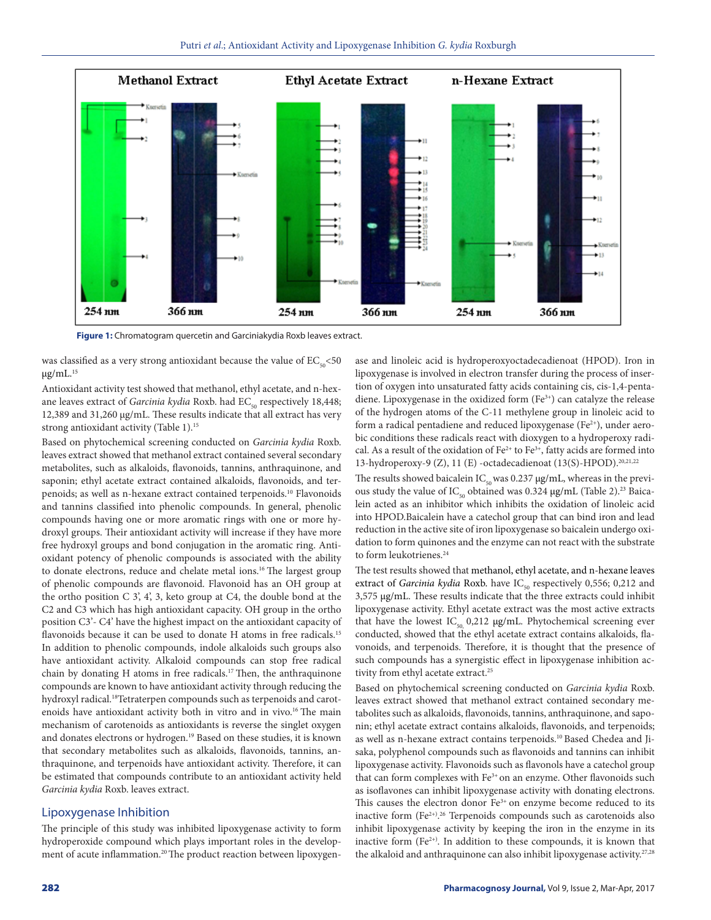Figure 1: Chromatogram quercetin and Garciniakydia Roxb leaves extract.

was classified as a very strong antioxidant because the value of $EC_{50}$<50 μg/mL.[15]

Antioxidant activity test showed that methanol, ethyl acetate, and n-hexane leaves extract of *Garcinia kydia* Roxb. had $EC_{50}$ respectively 18,448; 12,389 and 31,260 μg/mL. These results indicate that all extract has very strong antioxidant activity (Table 1).[15]

Based on phytochemical screening conducted on *Garcinia kydia* Roxb. leaves extract showed that methanol extract contained several secondary metabolites, such as alkaloids, flavonoids, tannins, anthraquinone, and saponin; ethyl acetate extract contained alkaloids, flavonoids, and terpenoids; as well as n-hexane extract contained terpenoids.[10] Flavonoids and tannins classified into phenolic compounds. In general, phenolic compounds having one or more aromatic rings with one or more hydroxyl groups. Their antioxidant activity will increase if they have more free hydroxyl groups and bond conjugation in the aromatic ring. Antioxidant potency of phenolic compounds is associated with the ability to donate electrons, reduce and chelate metal ions.[16] The largest group of phenolic compounds are flavonoid. Flavonoid has an OH group at the ortho position C 3', 4', 3, keto group at C4, the double bond at the C2 and C3 which has high antioxidant capacity. OH group in the ortho position C3'- C4' have the highest impact on the antioxidant capacity of flavonoids because it can be used to donate H atoms in free radicals.[15] In addition to phenolic compounds, indole alkaloids such groups also have antioxidant activity. Alkaloid compounds can stop free radical chain by donating H atoms in free radicals.[17] Then, the anthraquinone compounds are known to have antioxidant activity through reducing the hydroxyl radical.[18] Tetraterpen compounds such as terpenoids and carotenoids have antioxidant activity both in vitro and in vivo.[16] The main mechanism of carotenoids as antioxidants is reverse the singlet oxygen and donates electrons or hydrogen.[19] Based on these studies, it is known that secondary metabolites such as alkaloids, flavonoids, tannins, anthraquinone, and terpenoids have antioxidant activity. Therefore, it can be estimated that compounds contribute to an antioxidant activity held *Garcinia kydia* Roxb. leaves extract.

## Lipoxygenase Inhibition

The principle of this study was inhibited lipoxygenase activity to form hydroperoxide compound which plays important roles in the development of acute inflammation.[20] The product reaction between lipoxygenase and linoleic acid is hydroperoxyoctadecadienoat (HPOD). Iron in lipoxygenase is involved in electron transfer during the process of insertion of oxygen into unsaturated fatty acids containing cis, cis-1,4-pentadiene. Lipoxygenase in the oxidized form ($Fe^{3+}$) can catalyze the release of the hydrogen atoms of the C-11 methylene group in linoleic acid to form a radical pentadiene and reduced lipoxygenase ($Fe^{2+}$), under aerobic conditions these radicals react with dioxygen to a hydroperoxy radical. As a result of the oxidation of $Fe^{2+}$ to $Fe^{3+}$, fatty acids are formed into 13-hydroperoxy-9 (Z), 11 (E) -octadecadienoat (13(S)-HPOD).[20,21,22]

The results showed baicalein $IC_{50}$ was 0.237 μg/mL, whereas in the previous study the value of $IC_{50}$ obtained was 0.324 μg/mL (Table 2).[23] Baicalein acted as an inhibitor which inhibits the oxidation of linoleic acid into HPOD.Baicalein have a catechol group that can bind iron and lead reduction in the active site of iron lipoxygenase so baicalein undergo oxidation to form quinones and the enzyme can not react with the substrate to form leukotrienes.[24]

The test results showed that methanol, ethyl acetate, and n-hexane leaves extract of *Garcinia kydia* Roxb. have $IC_{50}$ respectively 0,556; 0,212 and 3,575 μg/mL. These results indicate that the three extracts could inhibit lipoxygenase activity. Ethyl acetate extract was the most active extracts that have the lowest $IC_{50}$ 0,212 μg/mL. Phytochemical screening ever conducted, showed that the ethyl acetate extract contains alkaloids, flavonoids, and terpenoids. Therefore, it is thought that the presence of such compounds has a synergistic effect in lipoxygenase inhibition activity from ethyl acetate extract.[25]

Based on phytochemical screening conducted on *Garcinia kydia* Roxb. leaves extract showed that methanol extract contained secondary metabolites such as alkaloids, flavonoids, tannins, anthraquinone, and saponin; ethyl acetate extract contains alkaloids, flavonoids, and terpenoids; as well as n-hexane extract contains terpenoids.[10] Based Chedea and Jisaka, polyphenol compounds such as flavonoids and tannins can inhibit lipoxygenase activity. Flavonoids such as flavonols have a catechol group that can form complexes with $Fe^{3+}$ on an enzyme. Other flavonoids such as isoflavones can inhibit lipoxygenase activity with donating electrons. This causes the electron donor $Fe^{3+}$ on enzyme become reduced to its inactive form ($Fe^{2+}$).[26] Terpenoids compounds such as carotenoids also inhibit lipoxygenase activity by keeping the iron in the enzyme in its inactive form ($Fe^{2+}$). In addition to these compounds, it is known that the alkaloid and anthraquinone can also inhibit lipoxygenase activity.[27,28]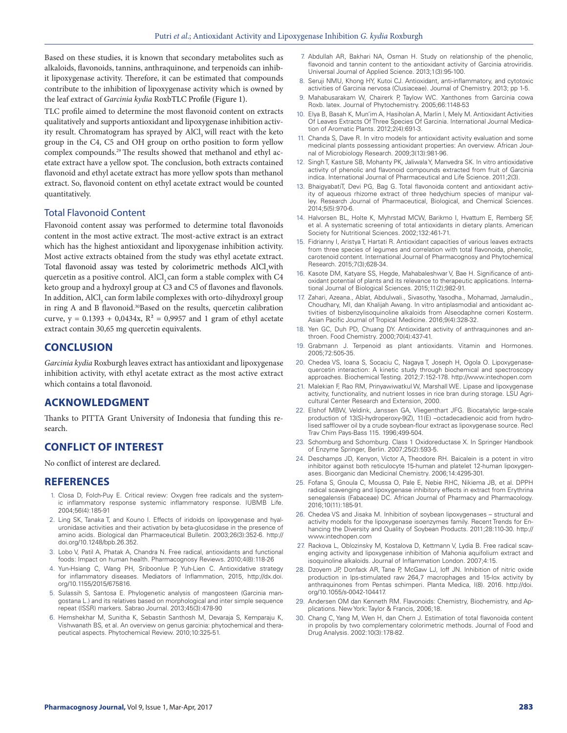Based on these studies, it is known that secondary metabolites such as alkaloids, flavonoids, tannins, anthraquinone, and terpenoids can inhibit lipoxygenase activity. Therefore, it can be estimated that compounds contribute to the inhibition of lipoxygenase activity which is owned by the leaf extract of *Garcinia kydia* RoxbTLC Profile (Figure 1).

TLC profile aimed to determine the most flavonoid content on extracts qualitatively and supports antioxidant and lipoxygenase inhibition activity result. Chromatogram has sprayed by $AlCl_3$ will react with the keto group in the C4, C5 and OH group on ortho position to form yellow complex compounds.[29] The results showed that methanol and ethyl acetate extract have a yellow spot. The conclusion, both extracts contained flavonoid and ethyl acetate extract has more yellow spots than methanol extract. So, flavonoid content on ethyl acetate extract would be counted quantitatively.

### Total Flavonoid Content

Flavonoid content assay was performed to determine total flavonoids content in the most active extract. The most-active extract is an extract which has the highest antioxidant and lipoxygenase inhibition activity. Most active extracts obtained from the study was ethyl acetate extract. Total flavonoid assay was tested by colorimetric methods $AlCl_3$with quercetin as a positive control. $AlCl_3$ can form a stable complex with C4 keto group and a hydroxyl group at C3 and C5 of flavones and flavonols. In addition, $AlCl_3$ can form labile complexes with orto-dihydroxyl group in ring A and B flavonoid.[30]Based on the results, quercetin calibration curve, $y = 0.1393 + 0{,}0434x$, $R^2 = 0{,}9957$ and 1 gram of ethyl acetate extract contain 30,65 mg quercetin equivalents.

## CONCLUSION

*Garcinia kydia* Roxburgh leaves extract has antioxidant and lipoxygenase inhibition activity, with ethyl acetate extract as the most active extract which contains a total flavonoid.

## ACKNOWLEDGMENT

Thanks to PITTA Grant University of Indonesia that funding this research.

## CONFLICT OF INTEREST

No conflict of interest are declared.

## REFERENCES

1. Closa D, Folch-Puy E. Critical review: Oxygen free radicals and the systemic inflammatory response systemic inflammatory response. IUBMB Life. 2004;56(4):185-91
2. Ling SK, Tanaka T, and Kouno I. Effects of iridoids on lipoxygenase and hyaluronidase activities and their activation by beta-glucosidase in the presence of amino acids. Biological dan Pharmaceutical Bulletin. 2003;26(3):352-6. http://doi.org/10.1248/bpb.26.352.
3. Lobo V, Patil A, Phatak A, Chandra N. Free radical, antioxidants and functional foods: Impact on human health. Pharmacognosy Reviews. 2010;4(8):118-26
4. Yun-Hsiang C, Wang PH, Sriboonlue P, Yuh-Lien C. Antioxidative strategy for inflammatory diseases. Mediators of Inflammation, 2015, http://dx.doi.org/10.1155/2015/675816.
5. Sulassih S, Santosa E. Phylogenetic analysis of mangosteen (Garcinia mangostana L.) and its relatives based on morphological and inter simple sequence repeat (ISSR) markers. Sabrao Journal. 2013;45(3):478-90
6. Hemshekhar M, Sunitha K, Sebastin Santhosh M, Devaraja S, Kemparaju K, Vishwanath BS, et al. An overview on genus garcinia: phytochemical and therapeutical aspects. Phytochemical Review. 2010;10:325-51.
7. Abdullah AR, Bakhari NA, Osman H. Study on relationship of the phenolic, flavonoid and tannin content to the antioxidant activity of Garcinia atroviridis. Universal Journal of Applied Science. 2013;1(3):95-100.
8. Seruji NMU, Khong HY, Kutoi CJ. Antioxidant, anti-inflammatory, and cytotoxic activities of Garcinia nervosa (Clusiaceae). Journal of Chemistry. 2013; pp 1-5.
9. Mahabusarakam W, Chairerk P, Taylow WC. Xanthones from Garcinia cowa Roxb. latex. Journal of Phytochemistry. 2005;66:1148-53
10. Elya B, Basah K, Mun'im A, Hasiholan A, Marlin I, Mely M. Antioxidant Activities Of Leaves Extracts Of Three Species Of Garcinia. International Journal Medication of Aromatic Plants. 2012;2(4):691-3.
11. Chanda S, Dave R. In vitro models for antioxidant activity evaluation and some medicinal plants possessing antioxidant properties: An overview. African Journal of Microbiology Research. 2009;3(13):981-96.
12. Singh T, Kasture SB, Mohanty PK, Jaliwala Y, Manvedra SK. In vitro antioxidative activity of phenolic and flavonoid compounds extracted from fruit of Garcinia indica. International Journal of Pharmaceutical and Life Science. 2011;2(3).
13. BhaigyabatiT, Devi PG, Bag G. Total flavonoida content and antioxidant activity of aqueous rhizome extract of three hedychium species of manipur valley. Research Journal of Pharmaceutical, Biological, and Chemical Sciences. 2014;5(5):970-6.
14. Halvorsen BL, Holte K, Myhrstad MCW, Barikmo I, Hvattum E, Remberg SF, et al. A systematic screening of total antioxidants in dietary plants. American Society for Nutritional Sciences. 2002;132:461-71.
15. Fidrianny I, Aristya T, Hartati R. Antioxidant capacities of various leaves extracts from three species of legumes and correlation with total flavonoida, phenolic, carotenoid content. International Journal of Pharmacognosy and Phytochemical Research. 2015;7(3);628-34.
16. Kasote DM, Katyare SS, Hegde, Mahabaleshwar V, Bae H. Significance of antioxidant potential of plants and its relevance to therapeutic applications. International Journal of Biological Sciences. 2015;11(2);982-91.
17. Zahari, Azeana., Ablat, Abdulwali., Sivasothy, Yasodha., Mohamad, Jamaludin., Choudhary, MI, dan Khalijah Awang. In vitro antiplasmodial and antioxidant activities of bisbenzylisoquinoline alkaloids from Alseodaphne corneri Kosterm. Asian Pacific Journal of Tropical Medicine. 2016;9(4):328-32.
18. Yen GC, Duh PD, Chuang DY. Antioxidant activity of anthraquinones and anthroen. Food Chemistry. 2000;70(4):437-41.
19. Grabmann J. Terpenoid as plant antioxidants. Vitamin and Hormones. 2005;72:505-35.
20. Chedea VS, Ioana S, Socaciu C, Nagaya T, Joseph H, Ogola O. Lipoxygenase-quercetin interaction: A kinetic study through biochemical and spectroscopy approaches. Biochemical Testing. 2012;7:152-178. http://www.intechopen.com
21. Malekian F, Rao RM, Prinyawiwatkul W, Marshall WE. Lipase and lipoxygenase activity, functionality, and nutrient losses in rice bran during storage. LSU Agricultural Center Research and Extension, 2000.
22. Elshof MBW, Veldink, Janssen GA, Vliegenthart JFG. Biocatalytic large-scale production of 13(S)-hydroperoxy-9(Z), 11(E) –octadecadienoic acid from hydrolised safflower oil by a crude soybean-flour extract as lipoxygenase source. Recl Trav Chim Pays-Bass 115. 1996;499-504.
23. Schomburg and Schomburg. Class 1 Oxidoreductase X. In Springer Handbook of Enzyme Springer, Berlin. 2007;25(2):593-5.
24. Deschamps JD, Kenyon, Victor A, Theodore RH. Baicalein is a potent in vitro inhibitor against both reticulocyte 15-human and platelet 12-human lipoxygenases. Bioorganic dan Medicinal Chemistry. 2006;14:4295-301.
25. Fofana S, Gnoula C, Moussa O, Pale E, Nebie RHC, Nikiema JB, et al. DPPH radical scavenging and lipoxygenase inhibitory effects in extract from Erythrina senegalensis (Fabaceae) DC. African Journal of Pharmacy and Pharmacology. 2016;10(11):185-91.
26. Chedea VS and Jisaka M. Inhibition of soybean lipoxygenases – structural and activity models for the lipoxygenase isoenzymes family. Recent Trends for Enhancing the Diversity and Quality of Soybean Products. 2011;28:110-30. http://www.intechopen.com
27. Rackova L, Oblozinsky M, Kostalova D, Kettmann V, Lydia B. Free radical scavenging activity and lipoxygenase inhibition of Mahonia aquifolium extract and isoquinoline alkaloids. Journal of Inflammation London. 2007;4:15.
28. Dzoyem JP, Donfack AR, Tane P, McGaw LJ, Ioff JN. Inhibition of nitric oxide production in lps-stimulated raw 264,7 macrophages and 15-lox activity by anthraquinones from Pentas schimperi. Planta Medica, I(8). 2016. http://doi.org/10.1055/s-0042-104417.
29. Andersen OM dan Kenneth RM. Flavonoids: Chemistry, Biochemistry, and Applications. New York: Taylor & Francis, 2006;18.
30. Chang C, Yang M, Wen H, dan Chern J. Estimation of total flavonoida content in propolis by two complementary colorimetric methods. Journal of Food and Drug Analysis. 2002:10(3):178-82.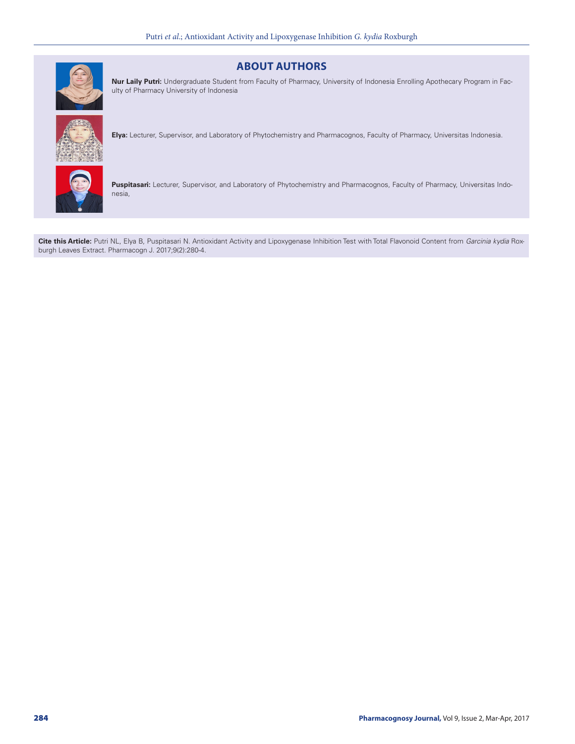## ABOUT AUTHORS

**Nur Laily Putri:** Undergraduate Student from Faculty of Pharmacy, University of Indonesia Enrolling Apothecary Program in Faculty of Pharmacy University of Indonesia

**Elya:** Lecturer, Supervisor, and Laboratory of Phytochemistry and Pharmacognos, Faculty of Pharmacy, Universitas Indonesia.

**Puspitasari:** Lecturer, Supervisor, and Laboratory of Phytochemistry and Pharmacognos, Faculty of Pharmacy, Universitas Indonesia,

**Cite this Article:** Putri NL, Elya B, Puspitasari N. Antioxidant Activity and Lipoxygenase Inhibition Test with Total Flavonoid Content from *Garcinia kydia* Roxburgh Leaves Extract. Pharmacogn J. 2017;9(2):280-4.